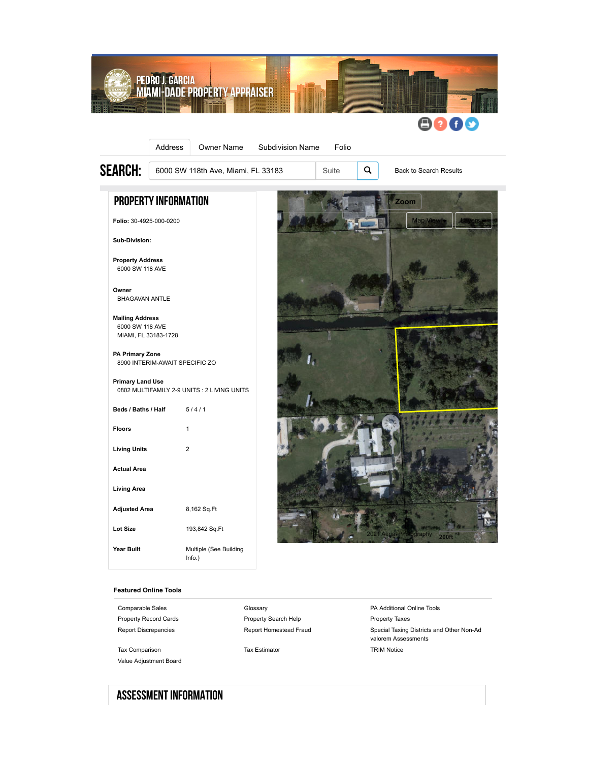PEDRO J. GARCIA
MIAMI-DADE PROPERTY APPRAISER

Address | Owner Name | Subdivision Name | Folio

SEARCH: 6000 SW 118th Ave, Miami, FL 33183 | Suite

Back to Search Results

## PROPERTY INFORMATION

**Folio:** 30-4925-000-0200

**Sub-Division:**

**Property Address**
6000 SW 118 AVE

**Owner**
BHAGAVAN ANTLE

**Mailing Address**
6000 SW 118 AVE
MIAMI, FL 33183-1728

**PA Primary Zone**
8900 INTERIM-AWAIT SPECIFIC ZO

**Primary Land Use**
0802 MULTIFAMILY 2-9 UNITS : 2 LIVING UNITS

| | |
|---|---|
| **Beds / Baths / Half** | 5 / 4 / 1 |
| **Floors** | 1 |
| **Living Units** | 2 |
| **Actual Area** | |
| **Living Area** | |
| **Adjusted Area** | 8,162 Sq.Ft |
| **Lot Size** | 193,842 Sq.Ft |
| **Year Built** | Multiple (See Building Info.) |

Zoom | Map View | Layers

2021 Aerial Photography 200ft

**Featured Online Tools**

| | | |
|---|---|---|
| Comparable Sales | Glossary | PA Additional Online Tools |
| Property Record Cards | Property Search Help | Property Taxes |
| Report Discrepancies | Report Homestead Fraud | Special Taxing Districts and Other Non-Ad valorem Assessments |
| Tax Comparison | Tax Estimator | TRIM Notice |
| Value Adjustment Board | | |

## ASSESSMENT INFORMATION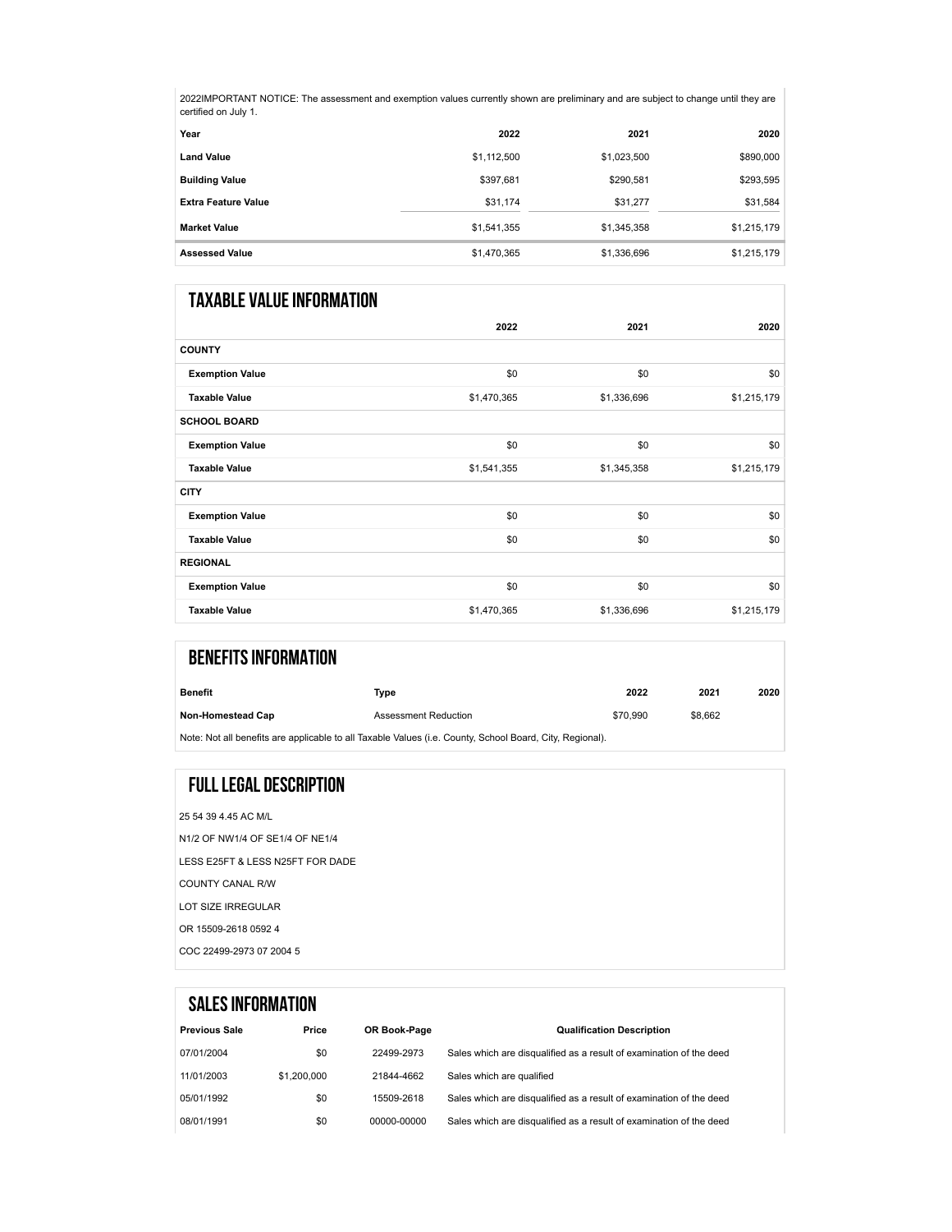2022IMPORTANT NOTICE: The assessment and exemption values currently shown are preliminary and are subject to change until they are certified on July 1.

| Year | 2022 | 2021 | 2020 |
| --- | --- | --- | --- |
| **Land Value** | $1,112,500 | $1,023,500 | $890,000 |
| **Building Value** | $397,681 | $290,581 | $293,595 |
| **Extra Feature Value** | $31,174 | $31,277 | $31,584 |
| **Market Value** | $1,541,355 | $1,345,358 | $1,215,179 |
| **Assessed Value** | $1,470,365 | $1,336,696 | $1,215,179 |

## TAXABLE VALUE INFORMATION

| | 2022 | 2021 | 2020 |
| --- | --- | --- | --- |
| **COUNTY** | | | |
| **Exemption Value** | $0 | $0 | $0 |
| **Taxable Value** | $1,470,365 | $1,336,696 | $1,215,179 |
| **SCHOOL BOARD** | | | |
| **Exemption Value** | $0 | $0 | $0 |
| **Taxable Value** | $1,541,355 | $1,345,358 | $1,215,179 |
| **CITY** | | | |
| **Exemption Value** | $0 | $0 | $0 |
| **Taxable Value** | $0 | $0 | $0 |
| **REGIONAL** | | | |
| **Exemption Value** | $0 | $0 | $0 |
| **Taxable Value** | $1,470,365 | $1,336,696 | $1,215,179 |

## BENEFITS INFORMATION

| Benefit | Type | 2022 | 2021 | 2020 |
| --- | --- | --- | --- | --- |
| **Non-Homestead Cap** | Assessment Reduction | $70,990 | $8,662 | |

Note: Not all benefits are applicable to all Taxable Values (i.e. County, School Board, City, Regional).

## FULL LEGAL DESCRIPTION

25 54 39 4.45 AC M/L

N1/2 OF NW1/4 OF SE1/4 OF NE1/4

LESS E25FT & LESS N25FT FOR DADE

COUNTY CANAL R/W

LOT SIZE IRREGULAR

OR 15509-2618 0592 4

COC 22499-2973 07 2004 5

## SALES INFORMATION

| Previous Sale | Price | OR Book-Page | Qualification Description |
| --- | --- | --- | --- |
| 07/01/2004 | $0 | 22499-2973 | Sales which are disqualified as a result of examination of the deed |
| 11/01/2003 | $1,200,000 | 21844-4662 | Sales which are qualified |
| 05/01/1992 | $0 | 15509-2618 | Sales which are disqualified as a result of examination of the deed |
| 08/01/1991 | $0 | 00000-00000 | Sales which are disqualified as a result of examination of the deed |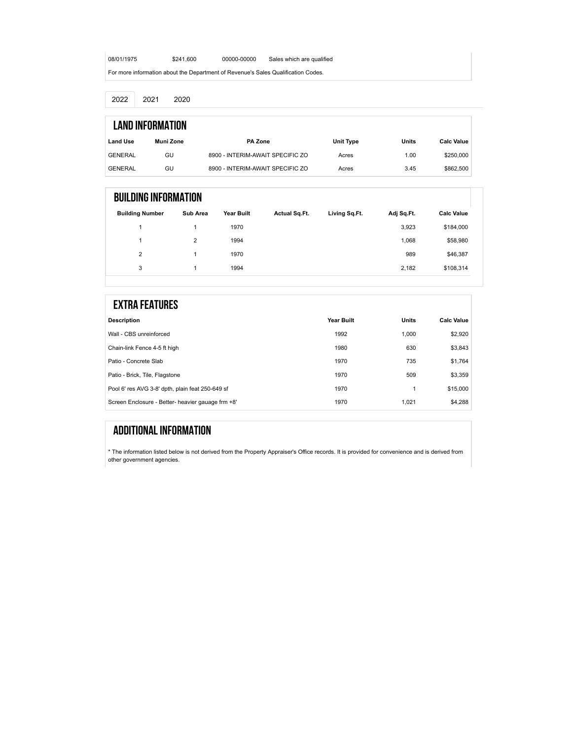| | | | |
|---|---|---|---|
| 08/01/1975 | $241,600 | 00000-00000 | Sales which are qualified |

For more information about the Department of Revenue's Sales Qualification Codes.

2022 2021 2020

## LAND INFORMATION

| Land Use | Muni Zone | PA Zone | Unit Type | Units | Calc Value |
|---|---|---|---|---|---|
| GENERAL | GU | 8900 - INTERIM-AWAIT SPECIFIC ZO | Acres | 1.00 | $250,000 |
| GENERAL | GU | 8900 - INTERIM-AWAIT SPECIFIC ZO | Acres | 3.45 | $862,500 |

## BUILDING INFORMATION

| Building Number | Sub Area | Year Built | Actual Sq.Ft. | Living Sq.Ft. | Adj Sq.Ft. | Calc Value |
|---|---|---|---|---|---|---|
| 1 | 1 | 1970 | | | 3,923 | $184,000 |
| 1 | 2 | 1994 | | | 1,068 | $58,980 |
| 2 | 1 | 1970 | | | 989 | $46,387 |
| 3 | 1 | 1994 | | | 2,182 | $108,314 |

## EXTRA FEATURES

| Description | Year Built | Units | Calc Value |
|---|---|---|---|
| Wall - CBS unreinforced | 1992 | 1,000 | $2,920 |
| Chain-link Fence 4-5 ft high | 1980 | 630 | $3,843 |
| Patio - Concrete Slab | 1970 | 735 | $1,764 |
| Patio - Brick, Tile, Flagstone | 1970 | 509 | $3,359 |
| Pool 6' res AVG 3-8' dpth, plain feat 250-649 sf | 1970 | 1 | $15,000 |
| Screen Enclosure - Better- heavier gauage frm +8' | 1970 | 1,021 | $4,288 |

## ADDITIONAL INFORMATION

* The information listed below is not derived from the Property Appraiser's Office records. It is provided for convenience and is derived from other government agencies.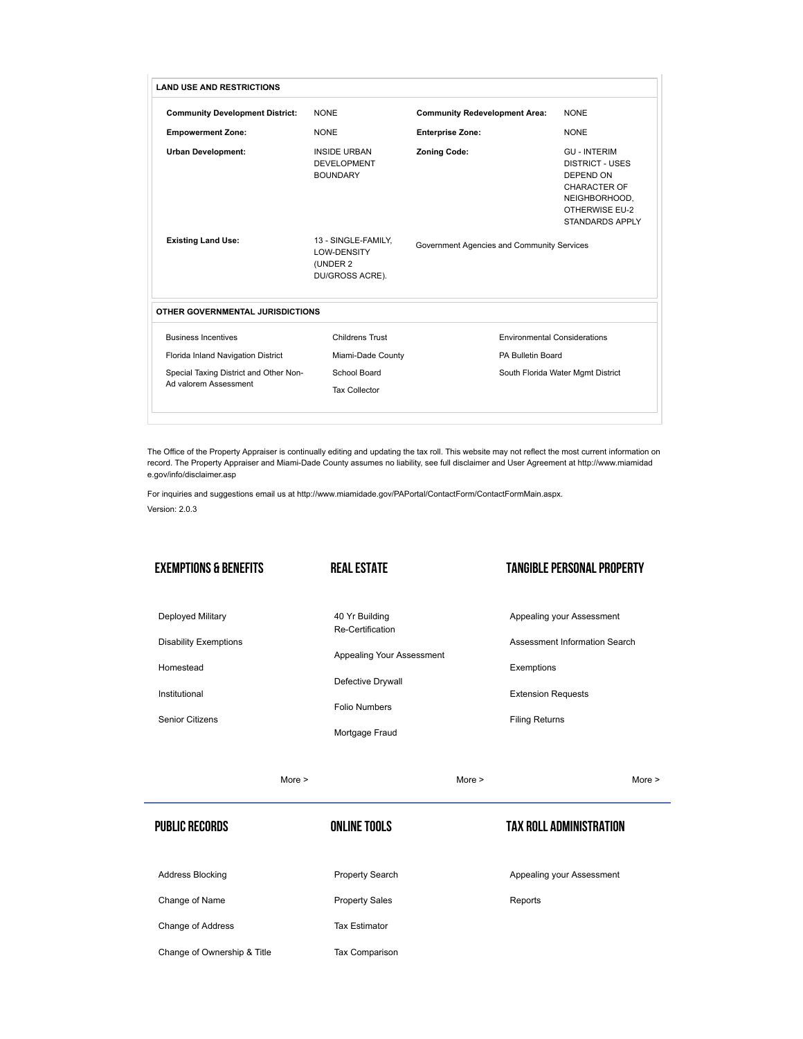### LAND USE AND RESTRICTIONS

| | | | |
|---|---|---|---|
| **Community Development District:** | NONE | **Community Redevelopment Area:** | NONE |
| **Empowerment Zone:** | NONE | **Enterprise Zone:** | NONE |
| **Urban Development:** | INSIDE URBAN DEVELOPMENT BOUNDARY | **Zoning Code:** | GU - INTERIM DISTRICT - USES DEPEND ON CHARACTER OF NEIGHBORHOOD, OTHERWISE EU-2 STANDARDS APPLY |
| **Existing Land Use:** | 13 - SINGLE-FAMILY, LOW-DENSITY (UNDER 2 DU/GROSS ACRE). | Government Agencies and Community Services | |

### OTHER GOVERNMENTAL JURISDICTIONS

| | | |
|---|---|---|
| Business Incentives | Childrens Trust | Environmental Considerations |
| Florida Inland Navigation District | Miami-Dade County | PA Bulletin Board |
| Special Taxing District and Other Non-Ad valorem Assessment | School Board | South Florida Water Mgmt District |
| | Tax Collector | |

The Office of the Property Appraiser is continually editing and updating the tax roll. This website may not reflect the most current information on record. The Property Appraiser and Miami-Dade County assumes no liability, see full disclaimer and User Agreement at http://www.miamidade.gov/info/disclaimer.asp

For inquiries and suggestions email us at http://www.miamidade.gov/PAPortal/ContactForm/ContactFormMain.aspx.

Version: 2.0.3

## EXEMPTIONS & BENEFITS

- Deployed Military
- Disability Exemptions
- Homestead
- Institutional
- Senior Citizens

More >

## REAL ESTATE

- 40 Yr Building Re-Certification
- Appealing Your Assessment
- Defective Drywall
- Folio Numbers
- Mortgage Fraud

More >

## TANGIBLE PERSONAL PROPERTY

- Appealing your Assessment
- Assessment Information Search
- Exemptions
- Extension Requests
- Filing Returns

More >

## PUBLIC RECORDS

- Address Blocking
- Change of Name
- Change of Address
- Change of Ownership & Title

## ONLINE TOOLS

- Property Search
- Property Sales
- Tax Estimator
- Tax Comparison

## TAX ROLL ADMINISTRATION

- Appealing your Assessment
- Reports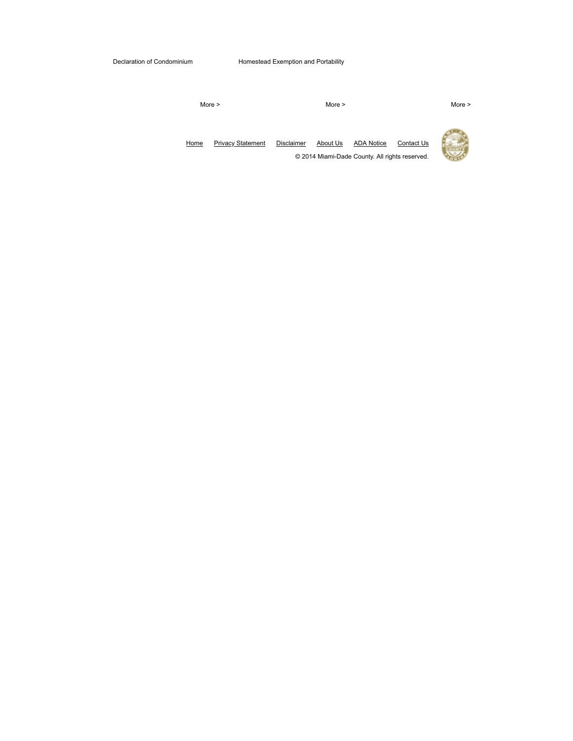Declaration of Condominium

Homestead Exemption and Portability

More >

More >

More >

Home   Privacy Statement   Disclaimer   About Us   ADA Notice   Contact Us

© 2014 Miami-Dade County. All rights reserved.